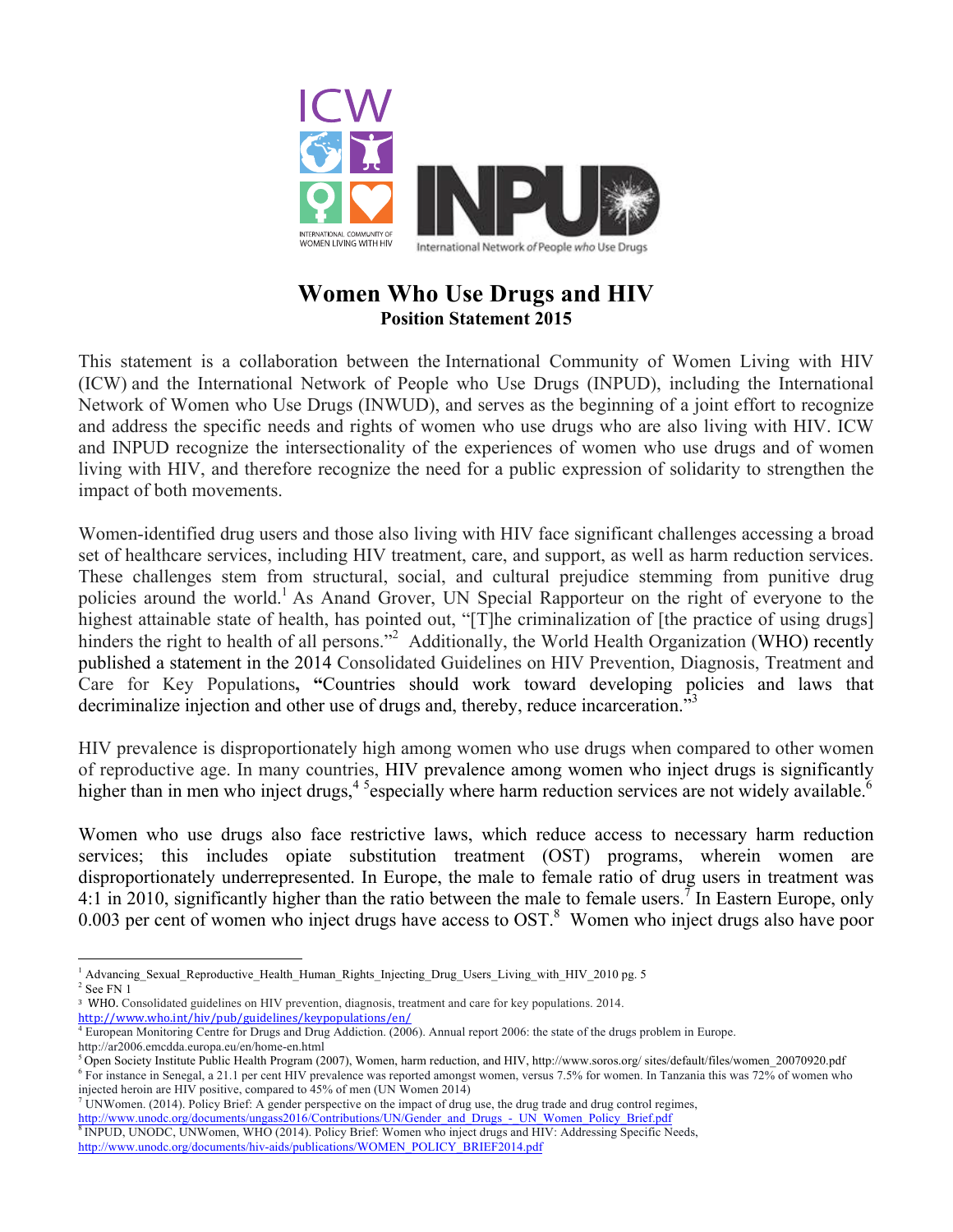# Women Who Use Drugs and HIV

## Position Statement 2015

This statement is a collaboration between the International Community of Women Living with HIV (ICW) and the International Network of People who Use Drugs (INPUD), including the International Network of Women who Use Drugs (INWUD), and serves as the beginning of a joint effort to recognize and address the specific needs and rights of women who use drugs who are also living with HIV. ICW and INPUD recognize the intersectionality of the experiences of women who use drugs and of women living with HIV, and therefore recognize the need for a public expression of solidarity to strengthen the impact of both movements.

Women-identified drug users and those also living with HIV face significant challenges accessing a broad set of healthcare services, including HIV treatment, care, and support, as well as harm reduction services. These challenges stem from structural, social, and cultural prejudice stemming from punitive drug policies around the world.[1] As Anand Grover, UN Special Rapporteur on the right of everyone to the highest attainable state of health, has pointed out, "[T]he criminalization of [the practice of using drugs] hinders the right to health of all persons."[2] Additionally, the World Health Organization (WHO) recently published a statement in the 2014 Consolidated Guidelines on HIV Prevention, Diagnosis, Treatment and Care for Key Populations, **"**Countries should work toward developing policies and laws that decriminalize injection and other use of drugs and, thereby, reduce incarceration."[3]

HIV prevalence is disproportionately high among women who use drugs when compared to other women of reproductive age. In many countries, HIV prevalence among women who inject drugs is significantly higher than in men who inject drugs,[4] [5]especially where harm reduction services are not widely available.[6]

Women who use drugs also face restrictive laws, which reduce access to necessary harm reduction services; this includes opiate substitution treatment (OST) programs, wherein women are disproportionately underrepresented. In Europe, the male to female ratio of drug users in treatment was 4:1 in 2010, significantly higher than the ratio between the male to female users.[7] In Eastern Europe, only 0.003 per cent of women who inject drugs have access to OST.[8] Women who inject drugs also have poor

---

[1] Advancing_Sexual_Reproductive_Health_Human_Rights_Injecting_Drug_Users_Living_with_HIV_2010 pg. 5

[2] See FN 1

[3] WHO. Consolidated guidelines on HIV prevention, diagnosis, treatment and care for key populations. 2014. http://www.who.int/hiv/pub/guidelines/keypopulations/en/

[4] European Monitoring Centre for Drugs and Drug Addiction. (2006). Annual report 2006: the state of the drugs problem in Europe. http://ar2006.emcdda.europa.eu/en/home-en.html

[5] Open Society Institute Public Health Program (2007), Women, harm reduction, and HIV, http://www.soros.org/ sites/default/files/women_20070920.pdf

[6] For instance in Senegal, a 21.1 per cent HIV prevalence was reported amongst women, versus 7.5% for women. In Tanzania this was 72% of women who injected heroin are HIV positive, compared to 45% of men (UN Women 2014)

[7] UNWomen. (2014). Policy Brief: A gender perspective on the impact of drug use, the drug trade and drug control regimes, http://www.unodc.org/documents/ungass2016/Contributions/UN/Gender_and_Drugs_-_UN_Women_Policy_Brief.pdf

[8] INPUD, UNODC, UNWomen, WHO (2014). Policy Brief: Women who inject drugs and HIV: Addressing Specific Needs, http://www.unodc.org/documents/hiv-aids/publications/WOMEN_POLICY_BRIEF2014.pdf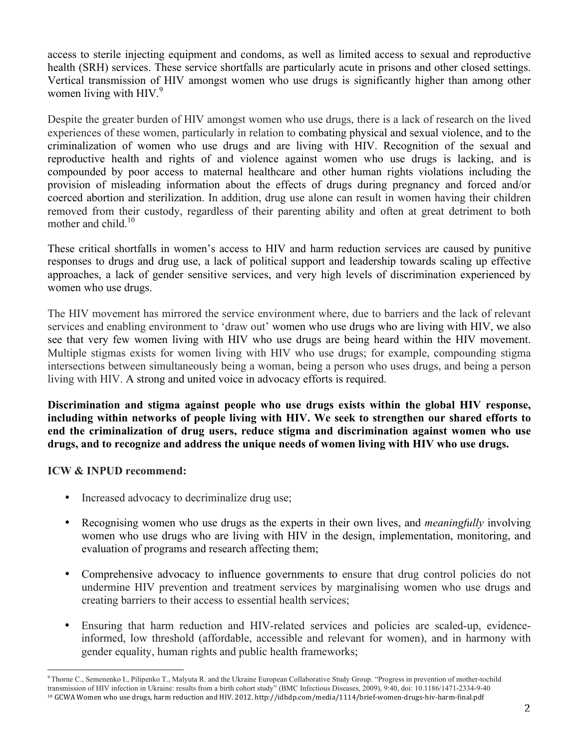access to sterile injecting equipment and condoms, as well as limited access to sexual and reproductive health (SRH) services. These service shortfalls are particularly acute in prisons and other closed settings. Vertical transmission of HIV amongst women who use drugs is significantly higher than among other women living with HIV.[9]

Despite the greater burden of HIV amongst women who use drugs, there is a lack of research on the lived experiences of these women, particularly in relation to combating physical and sexual violence, and to the criminalization of women who use drugs and are living with HIV. Recognition of the sexual and reproductive health and rights of and violence against women who use drugs is lacking, and is compounded by poor access to maternal healthcare and other human rights violations including the provision of misleading information about the effects of drugs during pregnancy and forced and/or coerced abortion and sterilization. In addition, drug use alone can result in women having their children removed from their custody, regardless of their parenting ability and often at great detriment to both mother and child.[10]

These critical shortfalls in women's access to HIV and harm reduction services are caused by punitive responses to drugs and drug use, a lack of political support and leadership towards scaling up effective approaches, a lack of gender sensitive services, and very high levels of discrimination experienced by women who use drugs.

The HIV movement has mirrored the service environment where, due to barriers and the lack of relevant services and enabling environment to 'draw out' women who use drugs who are living with HIV, we also see that very few women living with HIV who use drugs are being heard within the HIV movement. Multiple stigmas exists for women living with HIV who use drugs; for example, compounding stigma intersections between simultaneously being a woman, being a person who uses drugs, and being a person living with HIV. A strong and united voice in advocacy efforts is required.

**Discrimination and stigma against people who use drugs exists within the global HIV response, including within networks of people living with HIV. We seek to strengthen our shared efforts to end the criminalization of drug users, reduce stigma and discrimination against women who use drugs, and to recognize and address the unique needs of women living with HIV who use drugs.**

**ICW & INPUD recommend:**

- Increased advocacy to decriminalize drug use;
- Recognising women who use drugs as the experts in their own lives, and *meaningfully* involving women who use drugs who are living with HIV in the design, implementation, monitoring, and evaluation of programs and research affecting them;
- Comprehensive advocacy to influence governments to ensure that drug control policies do not undermine HIV prevention and treatment services by marginalising women who use drugs and creating barriers to their access to essential health services;
- Ensuring that harm reduction and HIV-related services and policies are scaled-up, evidence-informed, low threshold (affordable, accessible and relevant for women), and in harmony with gender equality, human rights and public health frameworks;

[9] Thorne C., Semenenko I., Pilipenko T., Malyuta R. and the Ukraine European Collaborative Study Group. "Progress in prevention of mother-tochild transmission of HIV infection in Ukraine: results from a birth cohort study" (BMC Infectious Diseases, 2009), 9:40, doi: 10.1186/1471-2334-9-40

[10] GCWA Women who use drugs, harm reduction and HIV. 2012. http://idhdp.com/media/1114/brief-women-drugs-hiv-harm-final.pdf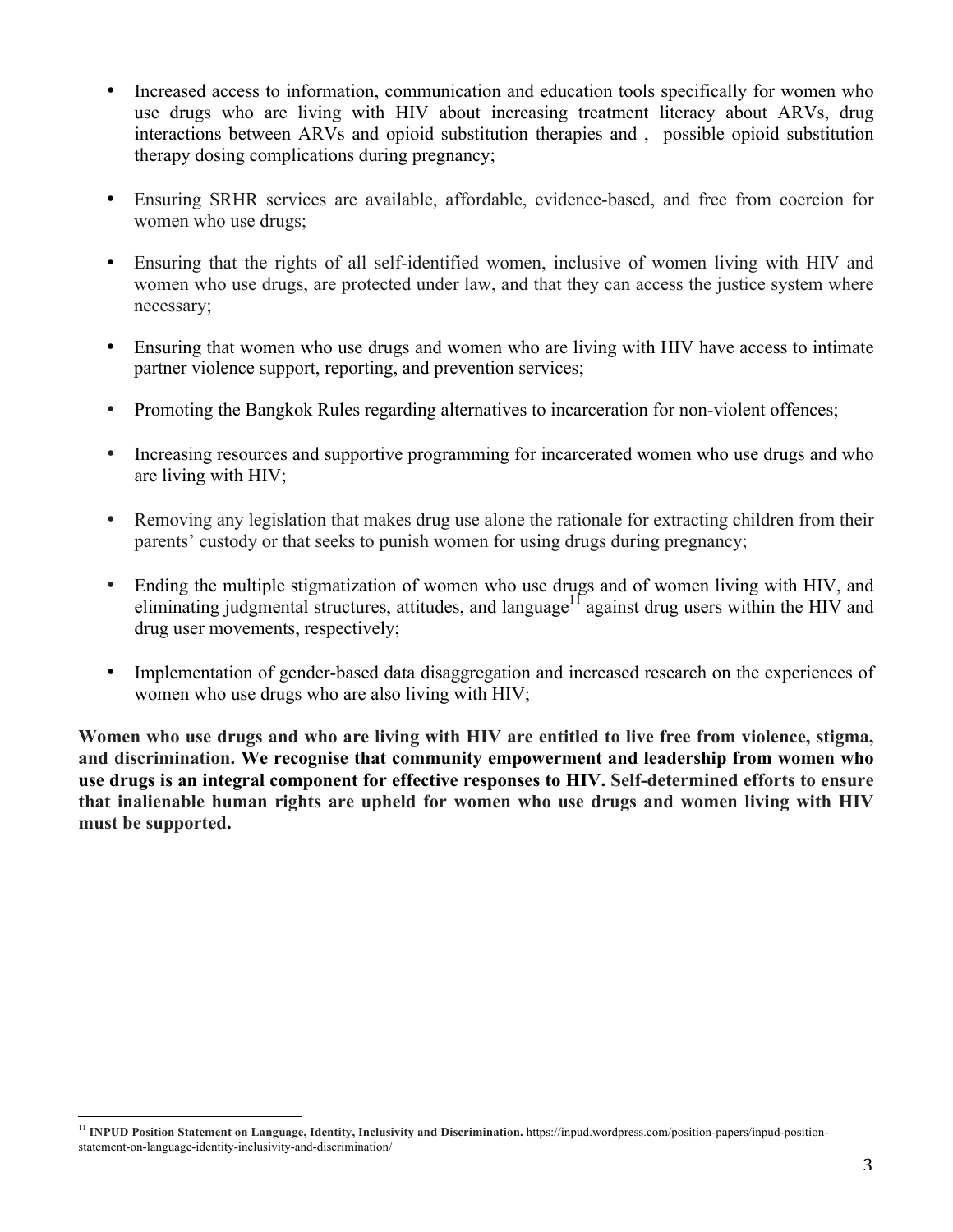- Increased access to information, communication and education tools specifically for women who use drugs who are living with HIV about increasing treatment literacy about ARVs, drug interactions between ARVs and opioid substitution therapies and , possible opioid substitution therapy dosing complications during pregnancy;

- Ensuring SRHR services are available, affordable, evidence-based, and free from coercion for women who use drugs;

- Ensuring that the rights of all self-identified women, inclusive of women living with HIV and women who use drugs, are protected under law, and that they can access the justice system where necessary;

- Ensuring that women who use drugs and women who are living with HIV have access to intimate partner violence support, reporting, and prevention services;

- Promoting the Bangkok Rules regarding alternatives to incarceration for non-violent offences;

- Increasing resources and supportive programming for incarcerated women who use drugs and who are living with HIV;

- Removing any legislation that makes drug use alone the rationale for extracting children from their parents' custody or that seeks to punish women for using drugs during pregnancy;

- Ending the multiple stigmatization of women who use drugs and of women living with HIV, and eliminating judgmental structures, attitudes, and language[11] against drug users within the HIV and drug user movements, respectively;

- Implementation of gender-based data disaggregation and increased research on the experiences of women who use drugs who are also living with HIV;

**Women who use drugs and who are living with HIV are entitled to live free from violence, stigma, and discrimination. We recognise that community empowerment and leadership from women who use drugs is an integral component for effective responses to HIV. Self-determined efforts to ensure that inalienable human rights are upheld for women who use drugs and women living with HIV must be supported.**

---

[11] **INPUD Position Statement on Language, Identity, Inclusivity and Discrimination.** https://inpud.wordpress.com/position-papers/inpud-position-statement-on-language-identity-inclusivity-and-discrimination/